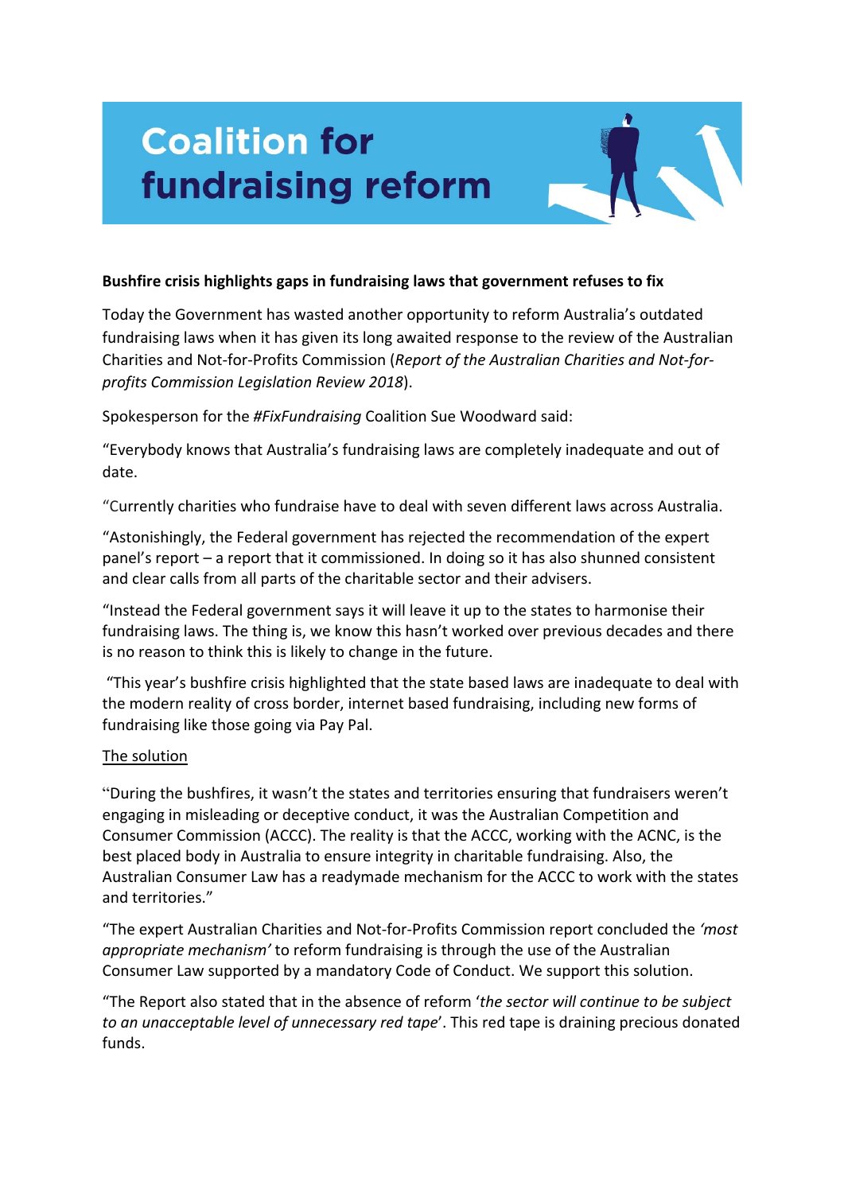# Coalition for fundraising reform

**Bushfire crisis highlights gaps in fundraising laws that government refuses to fix**

Today the Government has wasted another opportunity to reform Australia's outdated fundraising laws when it has given its long awaited response to the review of the Australian Charities and Not-for-Profits Commission (*Report of the Australian Charities and Not-for-profits Commission Legislation Review 2018*).

Spokesperson for the *#FixFundraising* Coalition Sue Woodward said:

"Everybody knows that Australia's fundraising laws are completely inadequate and out of date.

"Currently charities who fundraise have to deal with seven different laws across Australia.

"Astonishingly, the Federal government has rejected the recommendation of the expert panel's report – a report that it commissioned. In doing so it has also shunned consistent and clear calls from all parts of the charitable sector and their advisers.

"Instead the Federal government says it will leave it up to the states to harmonise their fundraising laws. The thing is, we know this hasn't worked over previous decades and there is no reason to think this is likely to change in the future.

"This year's bushfire crisis highlighted that the state based laws are inadequate to deal with the modern reality of cross border, internet based fundraising, including new forms of fundraising like those going via Pay Pal.

<u>The solution</u>

"During the bushfires, it wasn't the states and territories ensuring that fundraisers weren't engaging in misleading or deceptive conduct, it was the Australian Competition and Consumer Commission (ACCC). The reality is that the ACCC, working with the ACNC, is the best placed body in Australia to ensure integrity in charitable fundraising. Also, the Australian Consumer Law has a readymade mechanism for the ACCC to work with the states and territories."

"The expert Australian Charities and Not-for-Profits Commission report concluded the *'most appropriate mechanism'* to reform fundraising is through the use of the Australian Consumer Law supported by a mandatory Code of Conduct. We support this solution.

"The Report also stated that in the absence of reform '*the sector will continue to be subject to an unacceptable level of unnecessary red tape*'. This red tape is draining precious donated funds.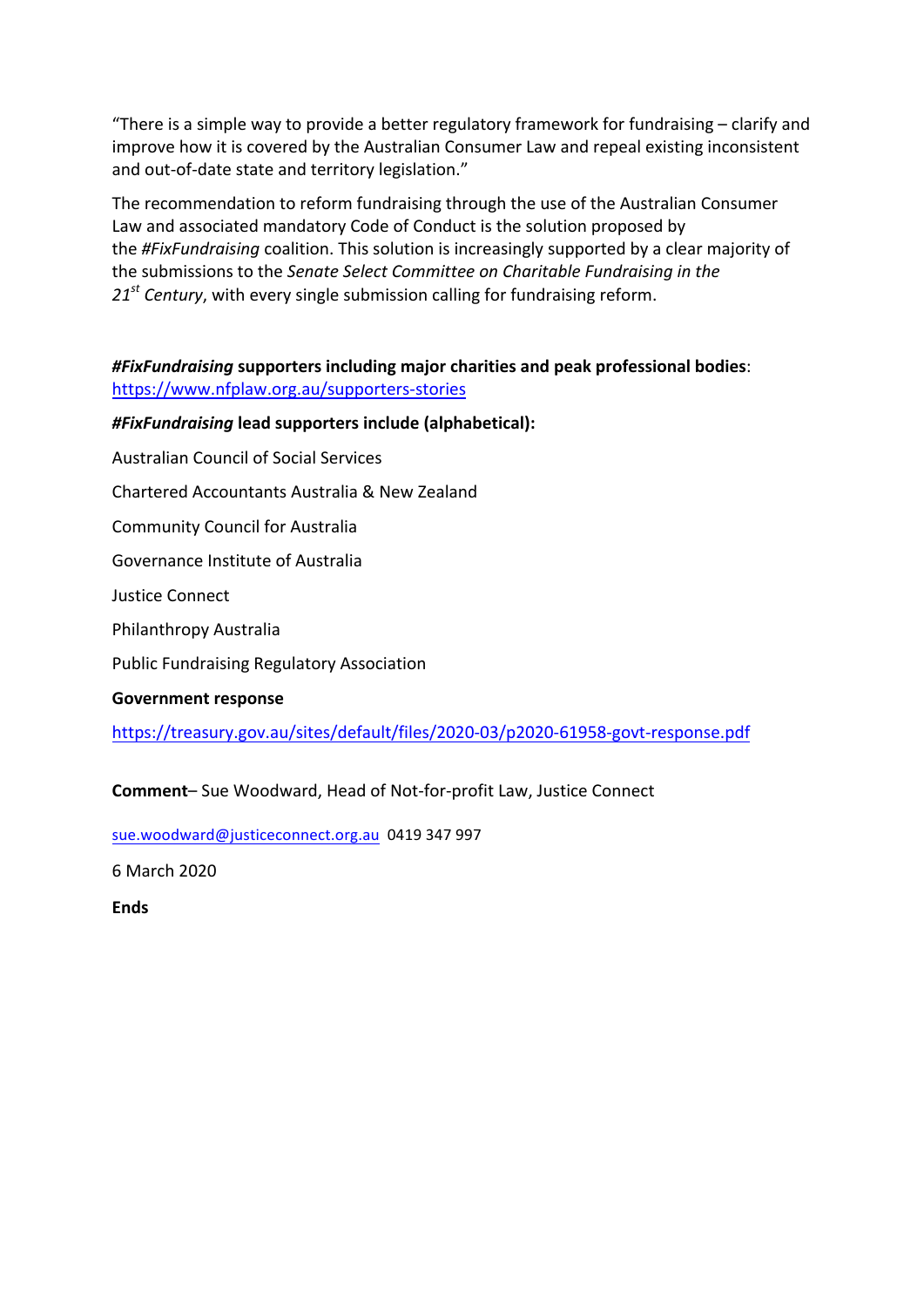"There is a simple way to provide a better regulatory framework for fundraising – clarify and improve how it is covered by the Australian Consumer Law and repeal existing inconsistent and out-of-date state and territory legislation."

The recommendation to reform fundraising through the use of the Australian Consumer Law and associated mandatory Code of Conduct is the solution proposed by the *#FixFundraising* coalition. This solution is increasingly supported by a clear majority of the submissions to the *Senate Select Committee on Charitable Fundraising in the 21st Century*, with every single submission calling for fundraising reform.

***#FixFundraising*** **supporters including major charities and peak professional bodies**: https://www.nfplaw.org.au/supporters-stories

***#FixFundraising*** **lead supporters include (alphabetical):**

Australian Council of Social Services

Chartered Accountants Australia & New Zealand

Community Council for Australia

Governance Institute of Australia

Justice Connect

Philanthropy Australia

Public Fundraising Regulatory Association

**Government response**

https://treasury.gov.au/sites/default/files/2020-03/p2020-61958-govt-response.pdf

**Comment**– Sue Woodward, Head of Not-for-profit Law, Justice Connect

sue.woodward@justiceconnect.org.au 0419 347 997

6 March 2020

**Ends**